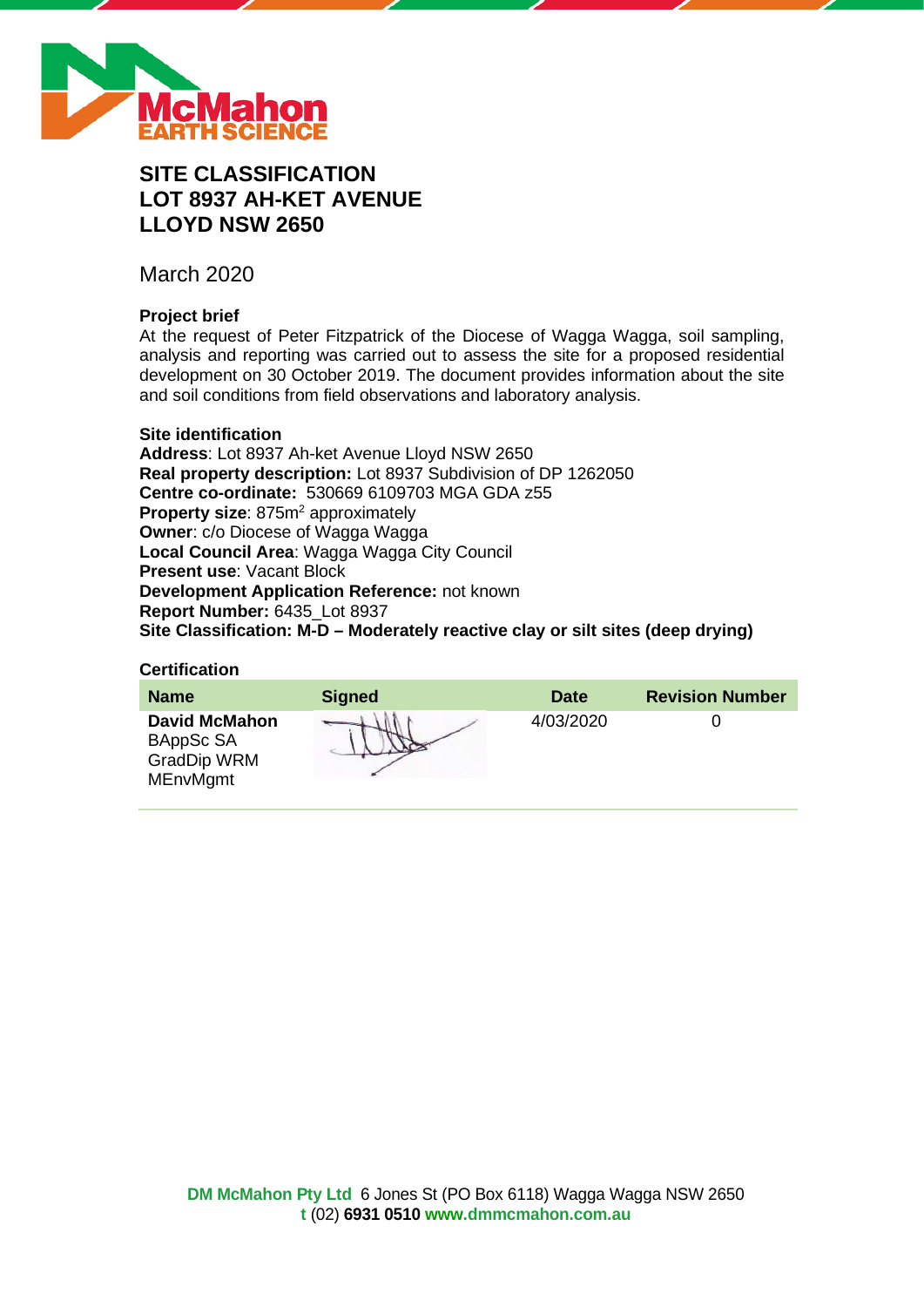# SITE CLASSIFICATION
# LOT 8937 AH-KET AVENUE
# LLOYD NSW 2650

March 2020

### Project brief

At the request of Peter Fitzpatrick of the Diocese of Wagga Wagga, soil sampling, analysis and reporting was carried out to assess the site for a proposed residential development on 30 October 2019. The document provides information about the site and soil conditions from field observations and laboratory analysis.

### Site identification

**Address**: Lot 8937 Ah-ket Avenue Lloyd NSW 2650
**Real property description:** Lot 8937 Subdivision of DP 1262050
**Centre co-ordinate:** 530669 6109703 MGA GDA z55
**Property size**: 875m$^2$ approximately
**Owner**: c/o Diocese of Wagga Wagga
**Local Council Area**: Wagga Wagga City Council
**Present use**: Vacant Block
**Development Application Reference:** not known
**Report Number:** 6435_Lot 8937
**Site Classification: M-D – Moderately reactive clay or silt sites (deep drying)**

### Certification

| Name | Signed | Date | Revision Number |
|---|---|---|---|
| **David McMahon** BAppSc SA GradDip WRM MEnvMgmt | | 4/03/2020 | 0 |

**DM McMahon Pty Ltd** 6 Jones St (PO Box 6118) Wagga Wagga NSW 2650
**t** (02) **6931 0510** **www.dmmcmahon.com.au**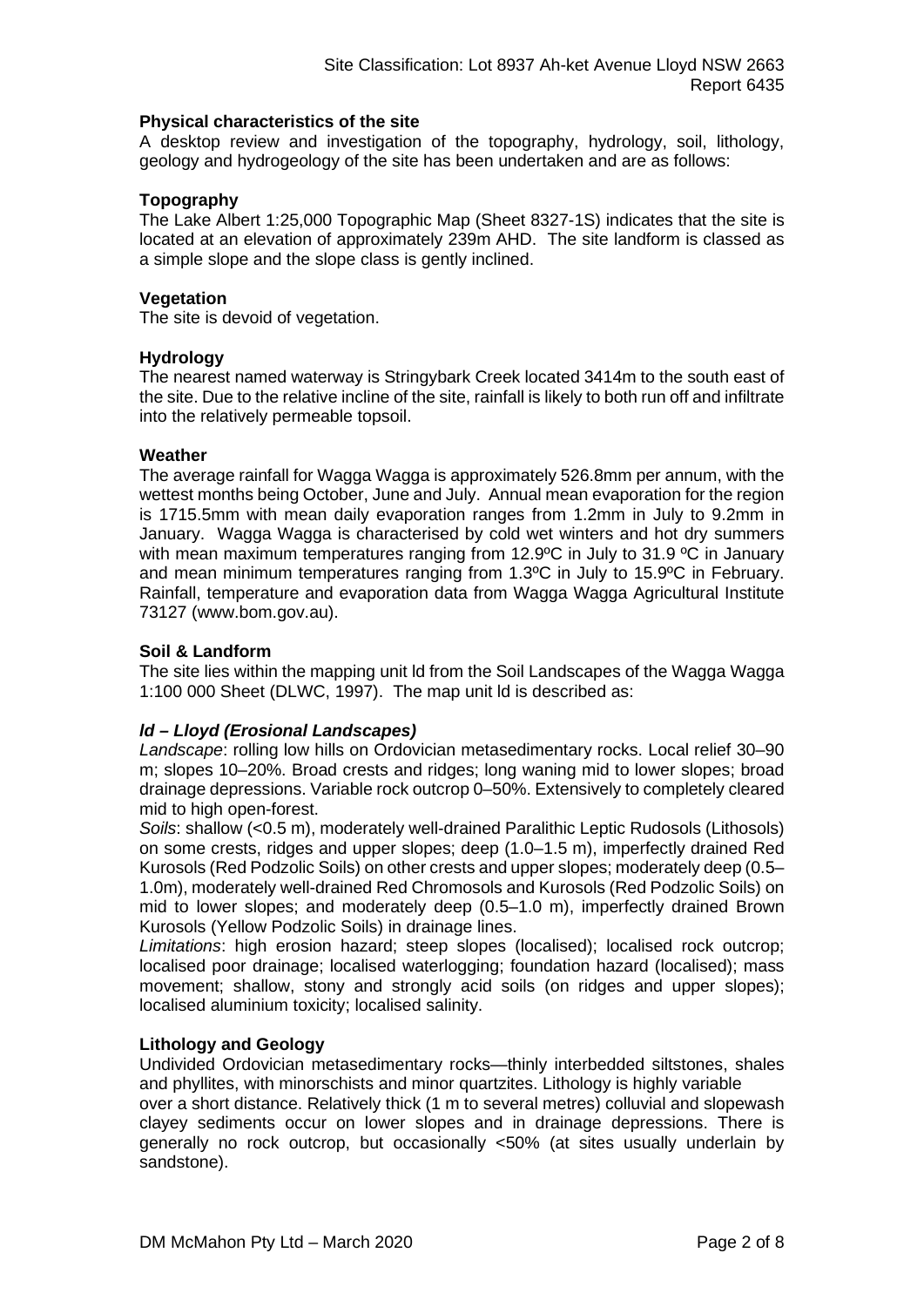**Physical characteristics of the site**

A desktop review and investigation of the topography, hydrology, soil, lithology, geology and hydrogeology of the site has been undertaken and are as follows:

**Topography**

The Lake Albert 1:25,000 Topographic Map (Sheet 8327-1S) indicates that the site is located at an elevation of approximately 239m AHD. The site landform is classed as a simple slope and the slope class is gently inclined.

**Vegetation**

The site is devoid of vegetation.

**Hydrology**

The nearest named waterway is Stringybark Creek located 3414m to the south east of the site. Due to the relative incline of the site, rainfall is likely to both run off and infiltrate into the relatively permeable topsoil.

**Weather**

The average rainfall for Wagga Wagga is approximately 526.8mm per annum, with the wettest months being October, June and July. Annual mean evaporation for the region is 1715.5mm with mean daily evaporation ranges from 1.2mm in July to 9.2mm in January. Wagga Wagga is characterised by cold wet winters and hot dry summers with mean maximum temperatures ranging from 12.9ºC in July to 31.9 ºC in January and mean minimum temperatures ranging from 1.3ºC in July to 15.9ºC in February. Rainfall, temperature and evaporation data from Wagga Wagga Agricultural Institute 73127 (www.bom.gov.au).

**Soil & Landform**

The site lies within the mapping unit ld from the Soil Landscapes of the Wagga Wagga 1:100 000 Sheet (DLWC, 1997). The map unit ld is described as:

***ld – Lloyd (Erosional Landscapes)***

*Landscape*: rolling low hills on Ordovician metasedimentary rocks. Local relief 30–90 m; slopes 10–20%. Broad crests and ridges; long waning mid to lower slopes; broad drainage depressions. Variable rock outcrop 0–50%. Extensively to completely cleared mid to high open-forest.

*Soils*: shallow (<0.5 m), moderately well-drained Paralithic Leptic Rudosols (Lithosols) on some crests, ridges and upper slopes; deep (1.0–1.5 m), imperfectly drained Red Kurosols (Red Podzolic Soils) on other crests and upper slopes; moderately deep (0.5–1.0m), moderately well-drained Red Chromosols and Kurosols (Red Podzolic Soils) on mid to lower slopes; and moderately deep (0.5–1.0 m), imperfectly drained Brown Kurosols (Yellow Podzolic Soils) in drainage lines.

*Limitations*: high erosion hazard; steep slopes (localised); localised rock outcrop; localised poor drainage; localised waterlogging; foundation hazard (localised); mass movement; shallow, stony and strongly acid soils (on ridges and upper slopes); localised aluminium toxicity; localised salinity.

**Lithology and Geology**

Undivided Ordovician metasedimentary rocks—thinly interbedded siltstones, shales and phyllites, with minorschists and minor quartzites. Lithology is highly variable over a short distance. Relatively thick (1 m to several metres) colluvial and slopewash clayey sediments occur on lower slopes and in drainage depressions. There is generally no rock outcrop, but occasionally <50% (at sites usually underlain by sandstone).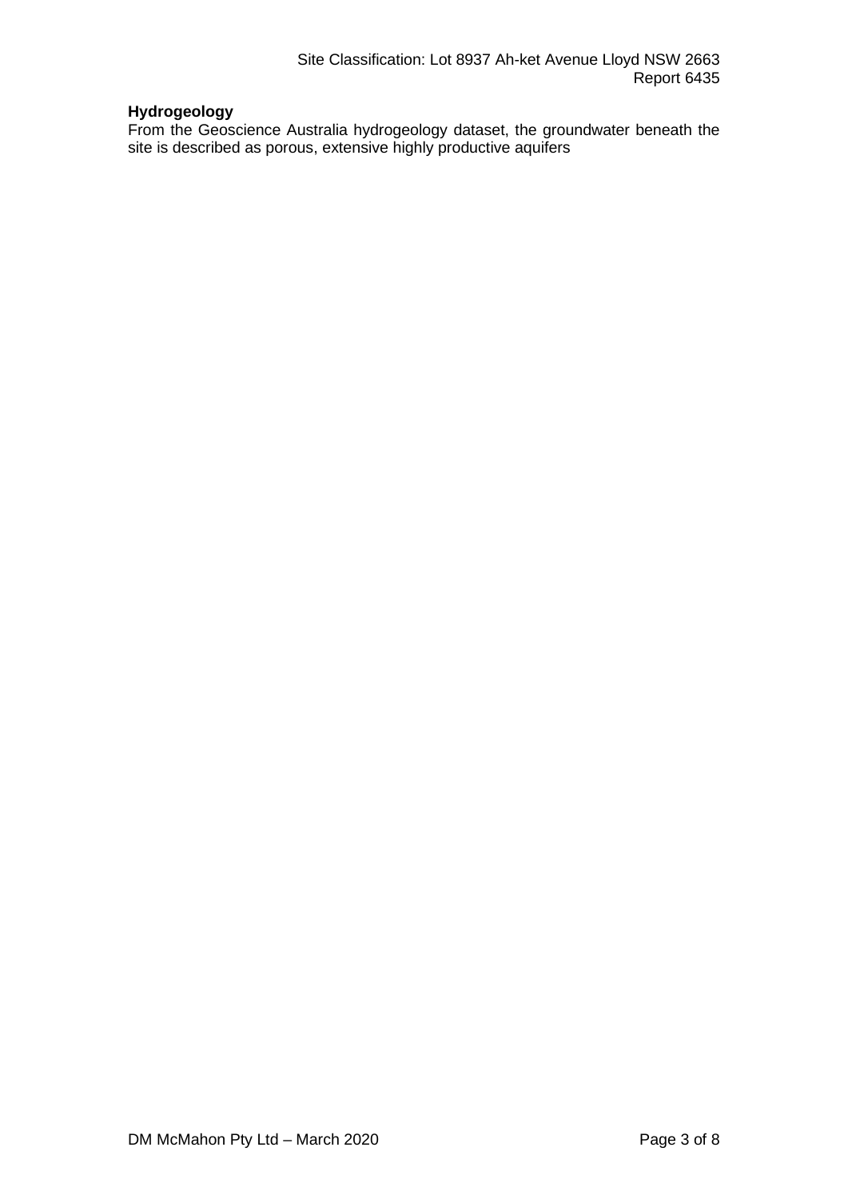**Hydrogeology**

From the Geoscience Australia hydrogeology dataset, the groundwater beneath the site is described as porous, extensive highly productive aquifers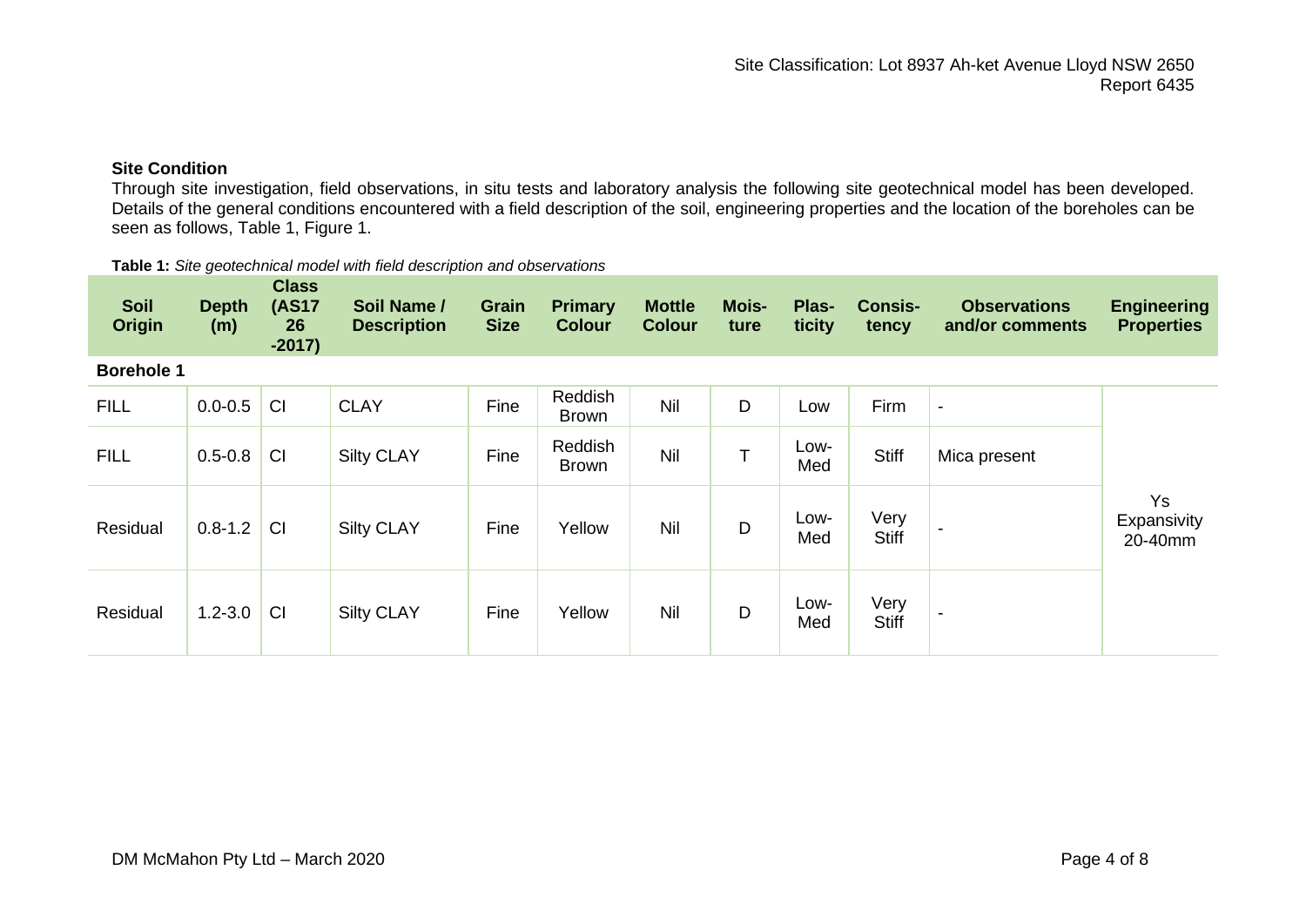## Site Condition

Through site investigation, field observations, in situ tests and laboratory analysis the following site geotechnical model has been developed. Details of the general conditions encountered with a field description of the soil, engineering properties and the location of the boreholes can be seen as follows, Table 1, Figure 1.

**Table 1:** *Site geotechnical model with field description and observations*

| Soil Origin | Depth (m) | Class (AS1726-2017) | Soil Name / Description | Grain Size | Primary Colour | Mottle Colour | Moisture | Plasticity | Consistency | Observations and/or comments | Engineering Properties |
|---|---|---|---|---|---|---|---|---|---|---|---|
| **Borehole 1** | | | | | | | | | | | |
| FILL | 0.0-0.5 | CI | CLAY | Fine | Reddish Brown | Nil | D | Low | Firm | - | Ys Expansivity 20-40mm |
| FILL | 0.5-0.8 | CI | Silty CLAY | Fine | Reddish Brown | Nil | T | Low-Med | Stiff | Mica present | |
| Residual | 0.8-1.2 | CI | Silty CLAY | Fine | Yellow | Nil | D | Low-Med | Very Stiff | - | |
| Residual | 1.2-3.0 | CI | Silty CLAY | Fine | Yellow | Nil | D | Low-Med | Very Stiff | - | |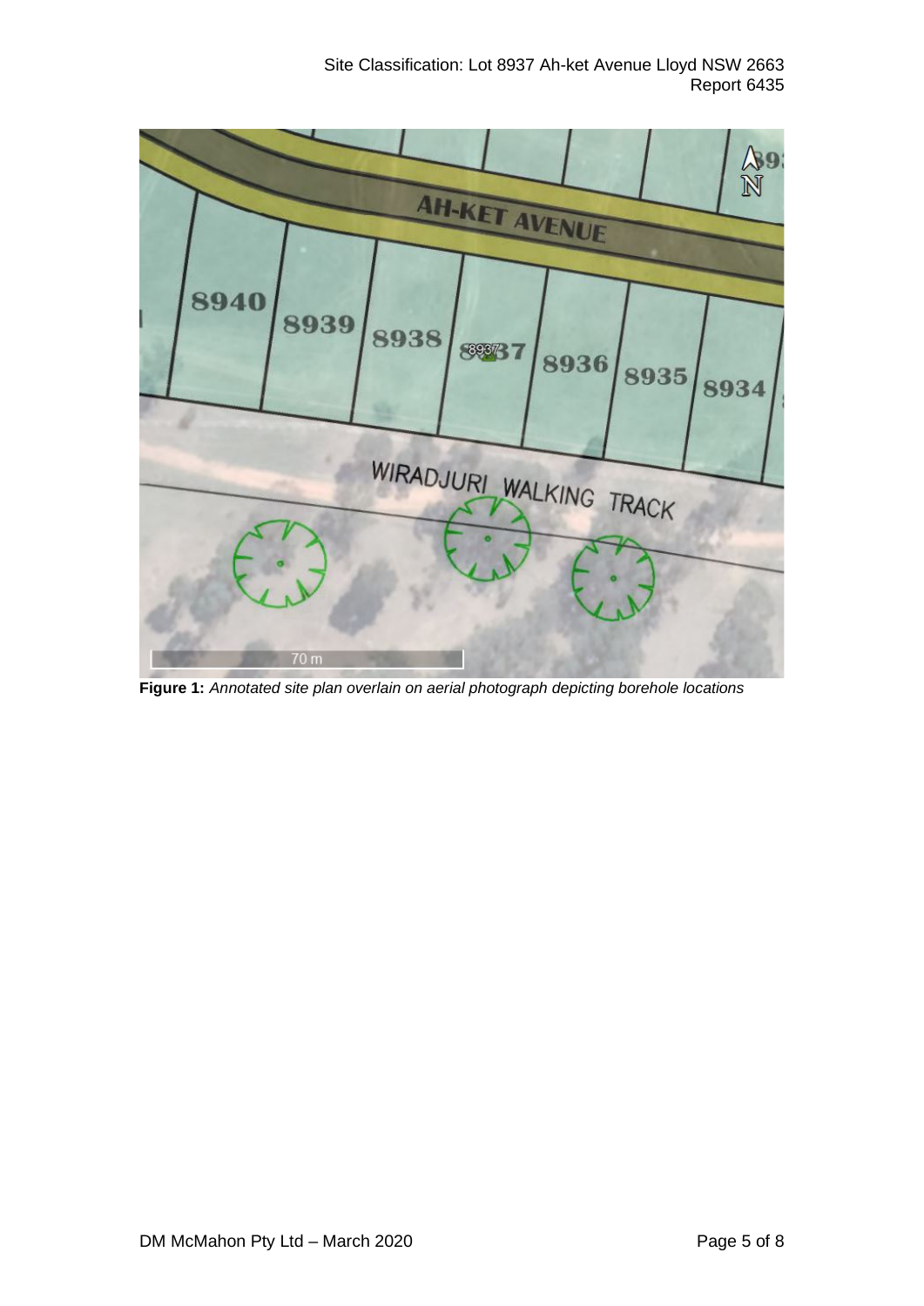**Figure 1:** *Annotated site plan overlain on aerial photograph depicting borehole locations*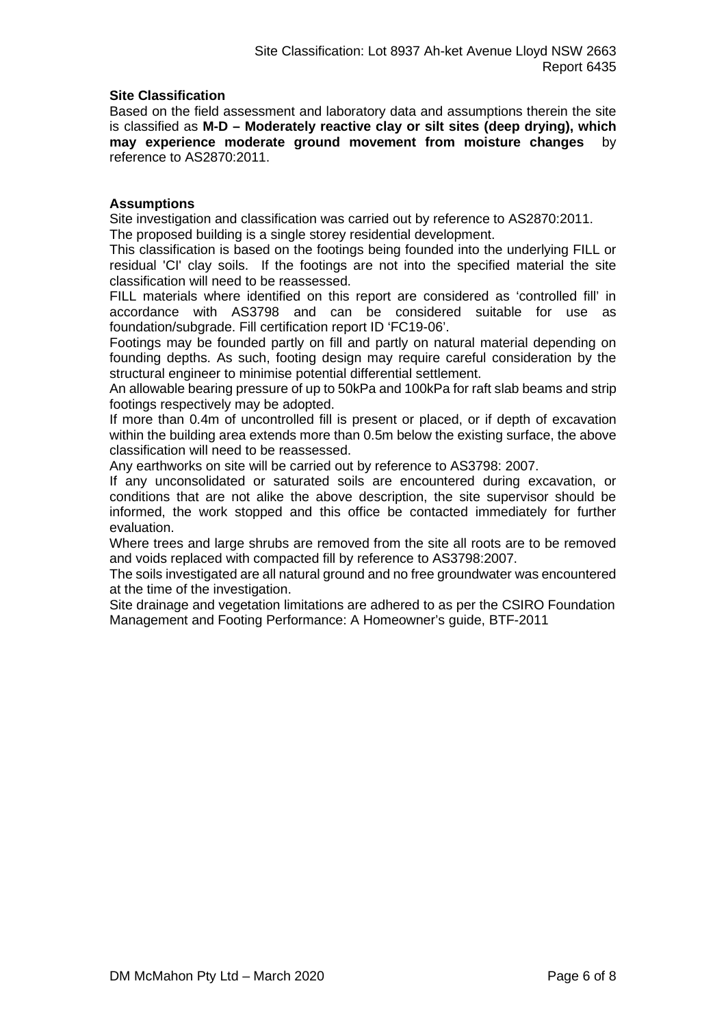**Site Classification**

Based on the field assessment and laboratory data and assumptions therein the site is classified as **M-D – Moderately reactive clay or silt sites (deep drying), which may experience moderate ground movement from moisture changes** by reference to AS2870:2011.

**Assumptions**

Site investigation and classification was carried out by reference to AS2870:2011.

The proposed building is a single storey residential development.

This classification is based on the footings being founded into the underlying FILL or residual 'CI' clay soils. If the footings are not into the specified material the site classification will need to be reassessed.

FILL materials where identified on this report are considered as 'controlled fill' in accordance with AS3798 and can be considered suitable for use as foundation/subgrade. Fill certification report ID 'FC19-06'.

Footings may be founded partly on fill and partly on natural material depending on founding depths. As such, footing design may require careful consideration by the structural engineer to minimise potential differential settlement.

An allowable bearing pressure of up to 50kPa and 100kPa for raft slab beams and strip footings respectively may be adopted.

If more than 0.4m of uncontrolled fill is present or placed, or if depth of excavation within the building area extends more than 0.5m below the existing surface, the above classification will need to be reassessed.

Any earthworks on site will be carried out by reference to AS3798: 2007.

If any unconsolidated or saturated soils are encountered during excavation, or conditions that are not alike the above description, the site supervisor should be informed, the work stopped and this office be contacted immediately for further evaluation.

Where trees and large shrubs are removed from the site all roots are to be removed and voids replaced with compacted fill by reference to AS3798:2007.

The soils investigated are all natural ground and no free groundwater was encountered at the time of the investigation.

Site drainage and vegetation limitations are adhered to as per the CSIRO Foundation Management and Footing Performance: A Homeowner's guide, BTF-2011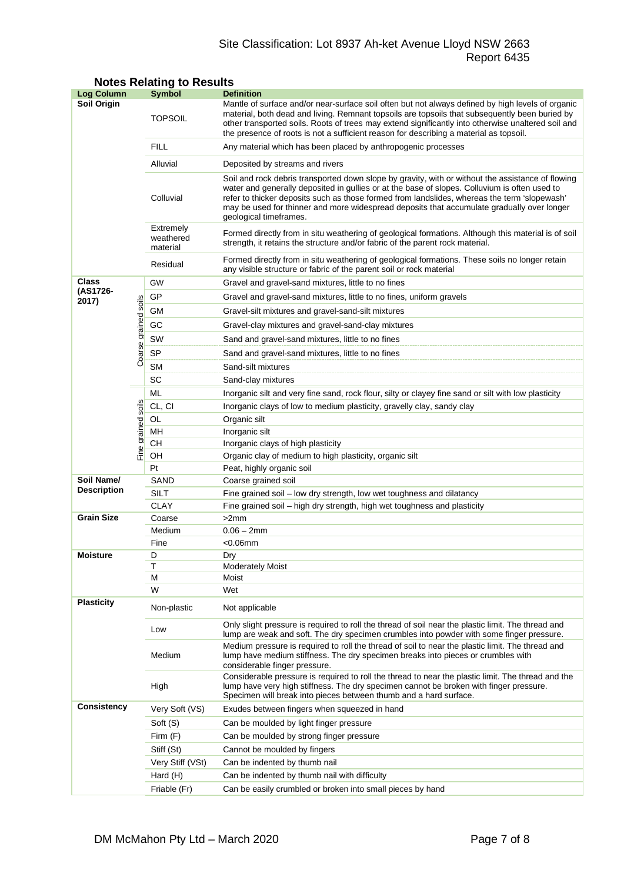## Notes Relating to Results

| Log Column | | Symbol | Definition |
|---|---|---|---|
| **Soil Origin** | | TOPSOIL | Mantle of surface and/or near-surface soil often but not always defined by high levels of organic material, both dead and living. Remnant topsoils are topsoils that subsequently been buried by other transported soils. Roots of trees may extend significantly into otherwise unaltered soil and the presence of roots is not a sufficient reason for describing a material as topsoil. |
| | | FILL | Any material which has been placed by anthropogenic processes |
| | | Alluvial | Deposited by streams and rivers |
| | | Colluvial | Soil and rock debris transported down slope by gravity, with or without the assistance of flowing water and generally deposited in gullies or at the base of slopes. Colluvium is often used to refer to thicker deposits such as those formed from landslides, whereas the term 'slopewash' may be used for thinner and more widespread deposits that accumulate gradually over longer geological timeframes. |
| | | Extremely weathered material | Formed directly from in situ weathering of geological formations. Although this material is of soil strength, it retains the structure and/or fabric of the parent rock material. |
| | | Residual | Formed directly from in situ weathering of geological formations. These soils no longer retain any visible structure or fabric of the parent soil or rock material |
| **Class (AS1726-2017)** | Coarse grained soils | GW | Gravel and gravel-sand mixtures, little to no fines |
| | | GP | Gravel and gravel-sand mixtures, little to no fines, uniform gravels |
| | | GM | Gravel-silt mixtures and gravel-sand-silt mixtures |
| | | GC | Gravel-clay mixtures and gravel-sand-clay mixtures |
| | | SW | Sand and gravel-sand mixtures, little to no fines |
| | | SP | Sand and gravel-sand mixtures, little to no fines |
| | | SM | Sand-silt mixtures |
| | | SC | Sand-clay mixtures |
| | Fine grained soils | ML | Inorganic silt and very fine sand, rock flour, silty or clayey fine sand or silt with low plasticity |
| | | CL, CI | Inorganic clays of low to medium plasticity, gravelly clay, sandy clay |
| | | OL | Organic silt |
| | | MH | Inorganic silt |
| | | CH | Inorganic clays of high plasticity |
| | | OH | Organic clay of medium to high plasticity, organic silt |
| | | Pt | Peat, highly organic soil |
| **Soil Name/ Description** | | SAND | Coarse grained soil |
| | | SILT | Fine grained soil – low dry strength, low wet toughness and dilatancy |
| | | CLAY | Fine grained soil – high dry strength, high wet toughness and plasticity |
| **Grain Size** | | Coarse | >2mm |
| | | Medium | 0.06 – 2mm |
| | | Fine | <0.06mm |
| **Moisture** | | D | Dry |
| | | T | Moderately Moist |
| | | M | Moist |
| | | W | Wet |
| **Plasticity** | | Non-plastic | Not applicable |
| | | Low | Only slight pressure is required to roll the thread of soil near the plastic limit. The thread and lump are weak and soft. The dry specimen crumbles into powder with some finger pressure. |
| | | Medium | Medium pressure is required to roll the thread of soil to near the plastic limit. The thread and lump have medium stiffness. The dry specimen breaks into pieces or crumbles with considerable finger pressure. |
| | | High | Considerable pressure is required to roll the thread to near the plastic limit. The thread and the lump have very high stiffness. The dry specimen cannot be broken with finger pressure. Specimen will break into pieces between thumb and a hard surface. |
| **Consistency** | | Very Soft (VS) | Exudes between fingers when squeezed in hand |
| | | Soft (S) | Can be moulded by light finger pressure |
| | | Firm (F) | Can be moulded by strong finger pressure |
| | | Stiff (St) | Cannot be moulded by fingers |
| | | Very Stiff (VSt) | Can be indented by thumb nail |
| | | Hard (H) | Can be indented by thumb nail with difficulty |
| | | Friable (Fr) | Can be easily crumbled or broken into small pieces by hand |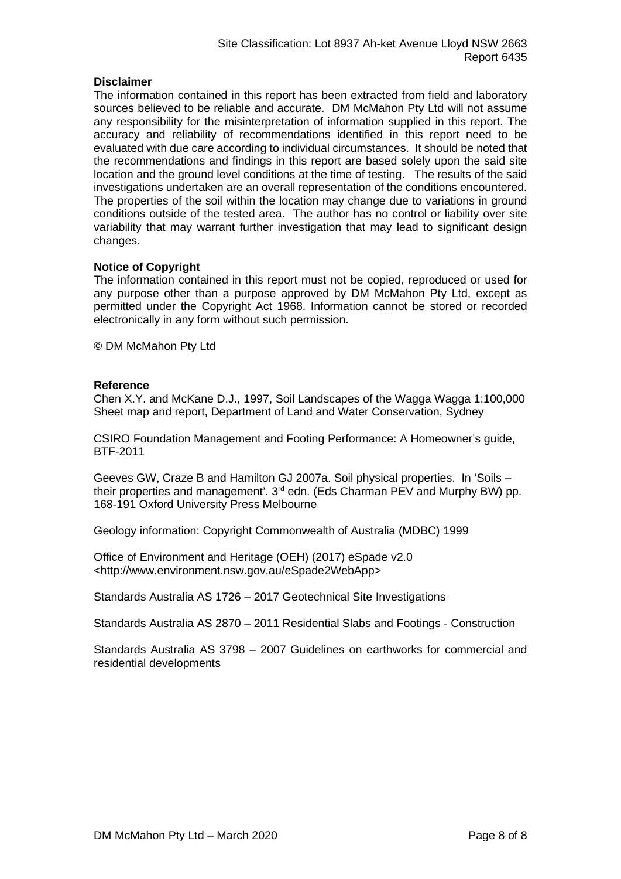**Disclaimer**

The information contained in this report has been extracted from field and laboratory sources believed to be reliable and accurate. DM McMahon Pty Ltd will not assume any responsibility for the misinterpretation of information supplied in this report. The accuracy and reliability of recommendations identified in this report need to be evaluated with due care according to individual circumstances. It should be noted that the recommendations and findings in this report are based solely upon the said site location and the ground level conditions at the time of testing. The results of the said investigations undertaken are an overall representation of the conditions encountered. The properties of the soil within the location may change due to variations in ground conditions outside of the tested area. The author has no control or liability over site variability that may warrant further investigation that may lead to significant design changes.

**Notice of Copyright**

The information contained in this report must not be copied, reproduced or used for any purpose other than a purpose approved by DM McMahon Pty Ltd, except as permitted under the Copyright Act 1968. Information cannot be stored or recorded electronically in any form without such permission.

© DM McMahon Pty Ltd

**Reference**

Chen X.Y. and McKane D.J., 1997, Soil Landscapes of the Wagga Wagga 1:100,000 Sheet map and report, Department of Land and Water Conservation, Sydney

CSIRO Foundation Management and Footing Performance: A Homeowner's guide, BTF-2011

Geeves GW, Craze B and Hamilton GJ 2007a. Soil physical properties. In 'Soils – their properties and management'. 3rd edn. (Eds Charman PEV and Murphy BW) pp. 168-191 Oxford University Press Melbourne

Geology information: Copyright Commonwealth of Australia (MDBC) 1999

Office of Environment and Heritage (OEH) (2017) eSpade v2.0 <http://www.environment.nsw.gov.au/eSpade2WebApp>

Standards Australia AS 1726 – 2017 Geotechnical Site Investigations

Standards Australia AS 2870 – 2011 Residential Slabs and Footings - Construction

Standards Australia AS 3798 – 2007 Guidelines on earthworks for commercial and residential developments